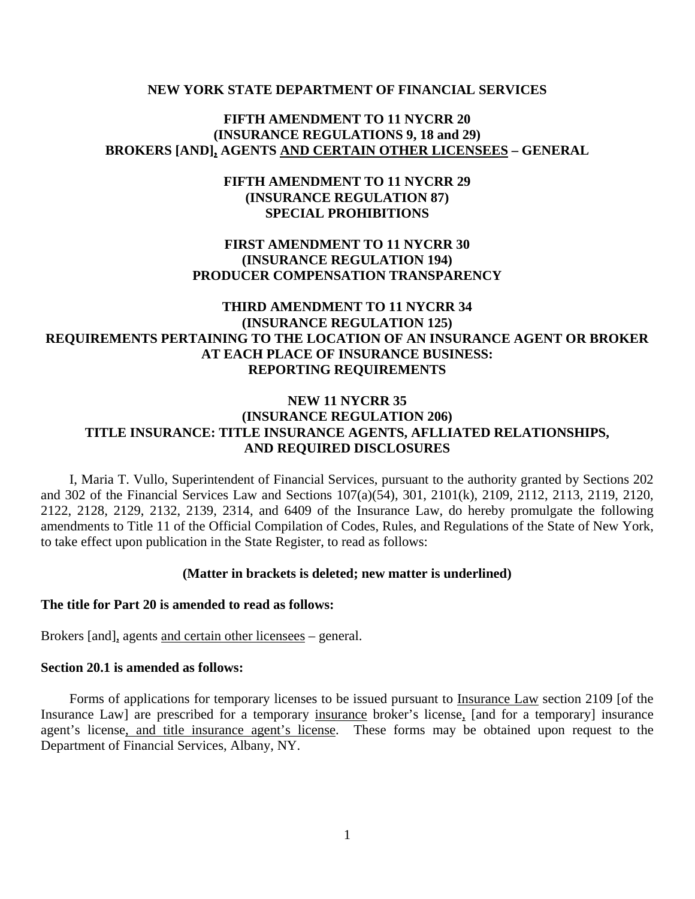**NEW YORK STATE DEPARTMENT OF FINANCIAL SERVICES**

**FIFTH AMENDMENT TO 11 NYCRR 20**
**(INSURANCE REGULATIONS 9, 18 and 29)**
**BROKERS [AND], AGENTS AND CERTAIN OTHER LICENSEES – GENERAL**

**FIFTH AMENDMENT TO 11 NYCRR 29**
**(INSURANCE REGULATION 87)**
**SPECIAL PROHIBITIONS**

**FIRST AMENDMENT TO 11 NYCRR 30**
**(INSURANCE REGULATION 194)**
**PRODUCER COMPENSATION TRANSPARENCY**

**THIRD AMENDMENT TO 11 NYCRR 34**
**(INSURANCE REGULATION 125)**
**REQUIREMENTS PERTAINING TO THE LOCATION OF AN INSURANCE AGENT OR BROKER AT EACH PLACE OF INSURANCE BUSINESS:**
**REPORTING REQUIREMENTS**

**NEW 11 NYCRR 35**
**(INSURANCE REGULATION 206)**
**TITLE INSURANCE: TITLE INSURANCE AGENTS, AFLLIATED RELATIONSHIPS, AND REQUIRED DISCLOSURES**

I, Maria T. Vullo, Superintendent of Financial Services, pursuant to the authority granted by Sections 202 and 302 of the Financial Services Law and Sections 107(a)(54), 301, 2101(k), 2109, 2112, 2113, 2119, 2120, 2122, 2128, 2129, 2132, 2139, 2314, and 6409 of the Insurance Law, do hereby promulgate the following amendments to Title 11 of the Official Compilation of Codes, Rules, and Regulations of the State of New York, to take effect upon publication in the State Register, to read as follows:

**(Matter in brackets is deleted; new matter is underlined)**

**The title for Part 20 is amended to read as follows:**

Brokers [and], agents and certain other licensees – general.

**Section 20.1 is amended as follows:**

Forms of applications for temporary licenses to be issued pursuant to Insurance Law section 2109 [of the Insurance Law] are prescribed for a temporary insurance broker's license, [and for a temporary] insurance agent's license, and title insurance agent's license. These forms may be obtained upon request to the Department of Financial Services, Albany, NY.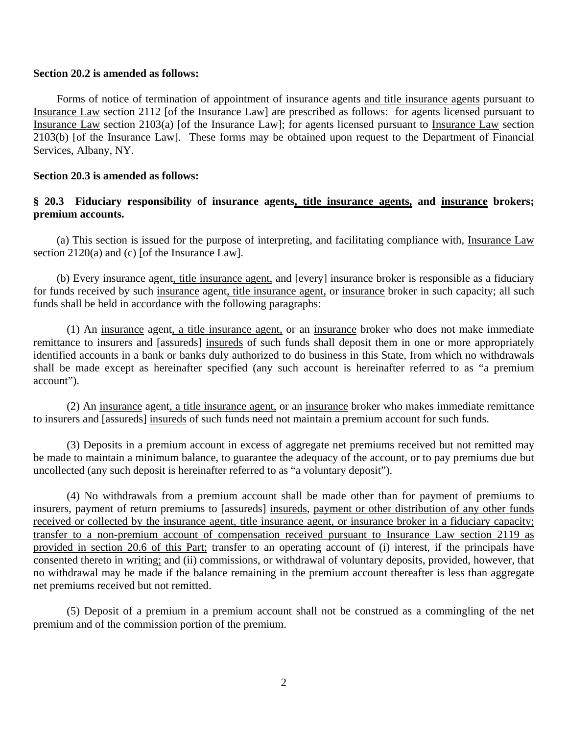**Section 20.2 is amended as follows:**

Forms of notice of termination of appointment of insurance agents and title insurance agents pursuant to Insurance Law section 2112 [of the Insurance Law] are prescribed as follows: for agents licensed pursuant to Insurance Law section 2103(a) [of the Insurance Law]; for agents licensed pursuant to Insurance Law section 2103(b) [of the Insurance Law]. These forms may be obtained upon request to the Department of Financial Services, Albany, NY.

**Section 20.3 is amended as follows:**

**§ 20.3 Fiduciary responsibility of insurance agents, title insurance agents, and insurance brokers; premium accounts.**

(a) This section is issued for the purpose of interpreting, and facilitating compliance with, Insurance Law section 2120(a) and (c) [of the Insurance Law].

(b) Every insurance agent, title insurance agent, and [every] insurance broker is responsible as a fiduciary for funds received by such insurance agent, title insurance agent, or insurance broker in such capacity; all such funds shall be held in accordance with the following paragraphs:

(1) An insurance agent, a title insurance agent, or an insurance broker who does not make immediate remittance to insurers and [assureds] insureds of such funds shall deposit them in one or more appropriately identified accounts in a bank or banks duly authorized to do business in this State, from which no withdrawals shall be made except as hereinafter specified (any such account is hereinafter referred to as "a premium account").

(2) An insurance agent, a title insurance agent, or an insurance broker who makes immediate remittance to insurers and [assureds] insureds of such funds need not maintain a premium account for such funds.

(3) Deposits in a premium account in excess of aggregate net premiums received but not remitted may be made to maintain a minimum balance, to guarantee the adequacy of the account, or to pay premiums due but uncollected (any such deposit is hereinafter referred to as "a voluntary deposit").

(4) No withdrawals from a premium account shall be made other than for payment of premiums to insurers, payment of return premiums to [assureds] insureds, payment or other distribution of any other funds received or collected by the insurance agent, title insurance agent, or insurance broker in a fiduciary capacity; transfer to a non-premium account of compensation received pursuant to Insurance Law section 2119 as provided in section 20.6 of this Part; transfer to an operating account of (i) interest, if the principals have consented thereto in writing; and (ii) commissions, or withdrawal of voluntary deposits, provided, however, that no withdrawal may be made if the balance remaining in the premium account thereafter is less than aggregate net premiums received but not remitted.

(5) Deposit of a premium in a premium account shall not be construed as a commingling of the net premium and of the commission portion of the premium.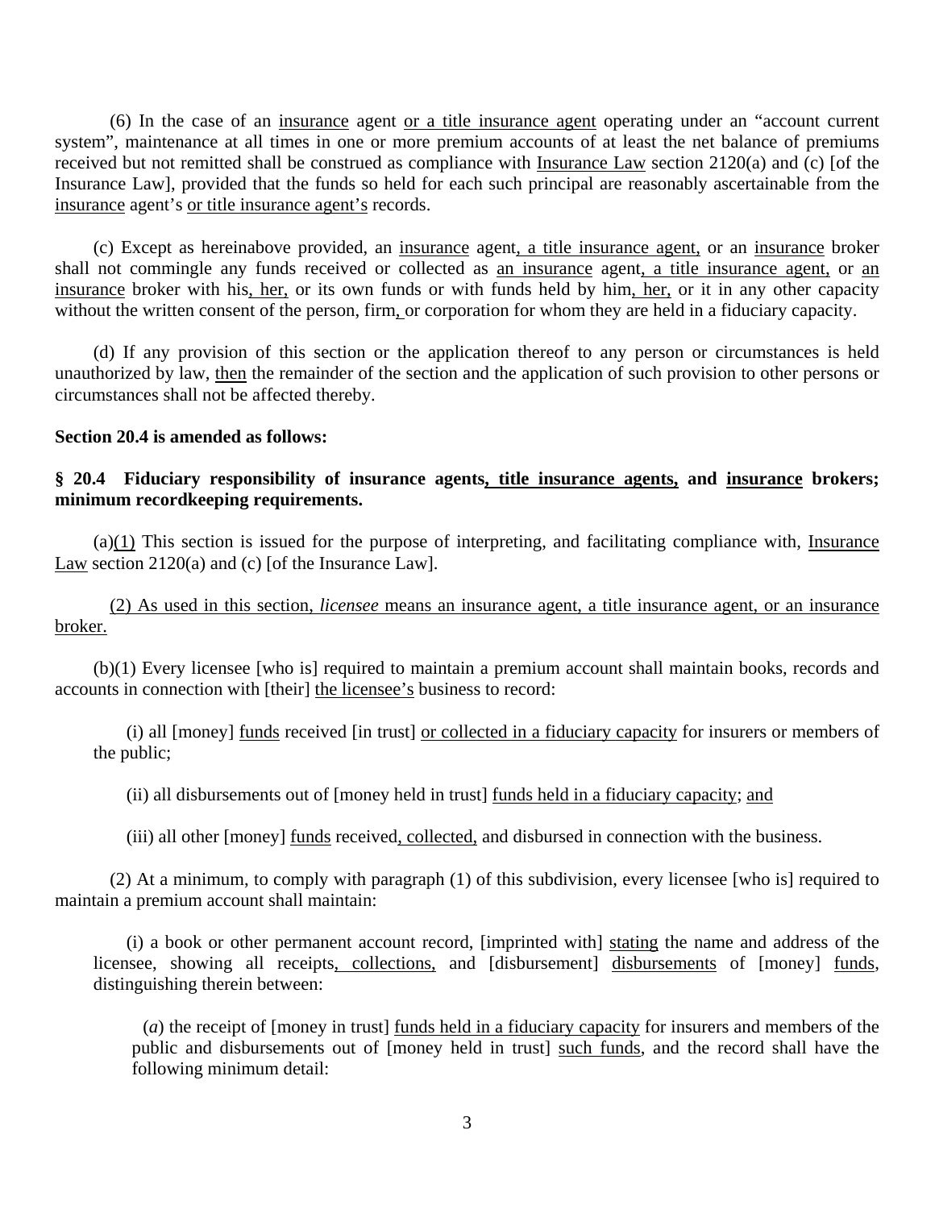(6) In the case of an insurance agent or a title insurance agent operating under an "account current system", maintenance at all times in one or more premium accounts of at least the net balance of premiums received but not remitted shall be construed as compliance with Insurance Law section 2120(a) and (c) [of the Insurance Law], provided that the funds so held for each such principal are reasonably ascertainable from the insurance agent's or title insurance agent's records.

(c) Except as hereinabove provided, an insurance agent, a title insurance agent, or an insurance broker shall not commingle any funds received or collected as an insurance agent, a title insurance agent, or an insurance broker with his, her, or its own funds or with funds held by him, her, or it in any other capacity without the written consent of the person, firm, or corporation for whom they are held in a fiduciary capacity.

(d) If any provision of this section or the application thereof to any person or circumstances is held unauthorized by law, then the remainder of the section and the application of such provision to other persons or circumstances shall not be affected thereby.

**Section 20.4 is amended as follows:**

**§ 20.4 Fiduciary responsibility of insurance agents, title insurance agents, and insurance brokers; minimum recordkeeping requirements.**

(a)(1) This section is issued for the purpose of interpreting, and facilitating compliance with, Insurance Law section 2120(a) and (c) [of the Insurance Law].

(2) As used in this section, *licensee* means an insurance agent, a title insurance agent, or an insurance broker.

(b)(1) Every licensee [who is] required to maintain a premium account shall maintain books, records and accounts in connection with [their] the licensee's business to record:

(i) all [money] funds received [in trust] or collected in a fiduciary capacity for insurers or members of the public;

(ii) all disbursements out of [money held in trust] funds held in a fiduciary capacity; and

(iii) all other [money] funds received, collected, and disbursed in connection with the business.

(2) At a minimum, to comply with paragraph (1) of this subdivision, every licensee [who is] required to maintain a premium account shall maintain:

(i) a book or other permanent account record, [imprinted with] stating the name and address of the licensee, showing all receipts, collections, and [disbursement] disbursements of [money] funds, distinguishing therein between:

(*a*) the receipt of [money in trust] funds held in a fiduciary capacity for insurers and members of the public and disbursements out of [money held in trust] such funds, and the record shall have the following minimum detail: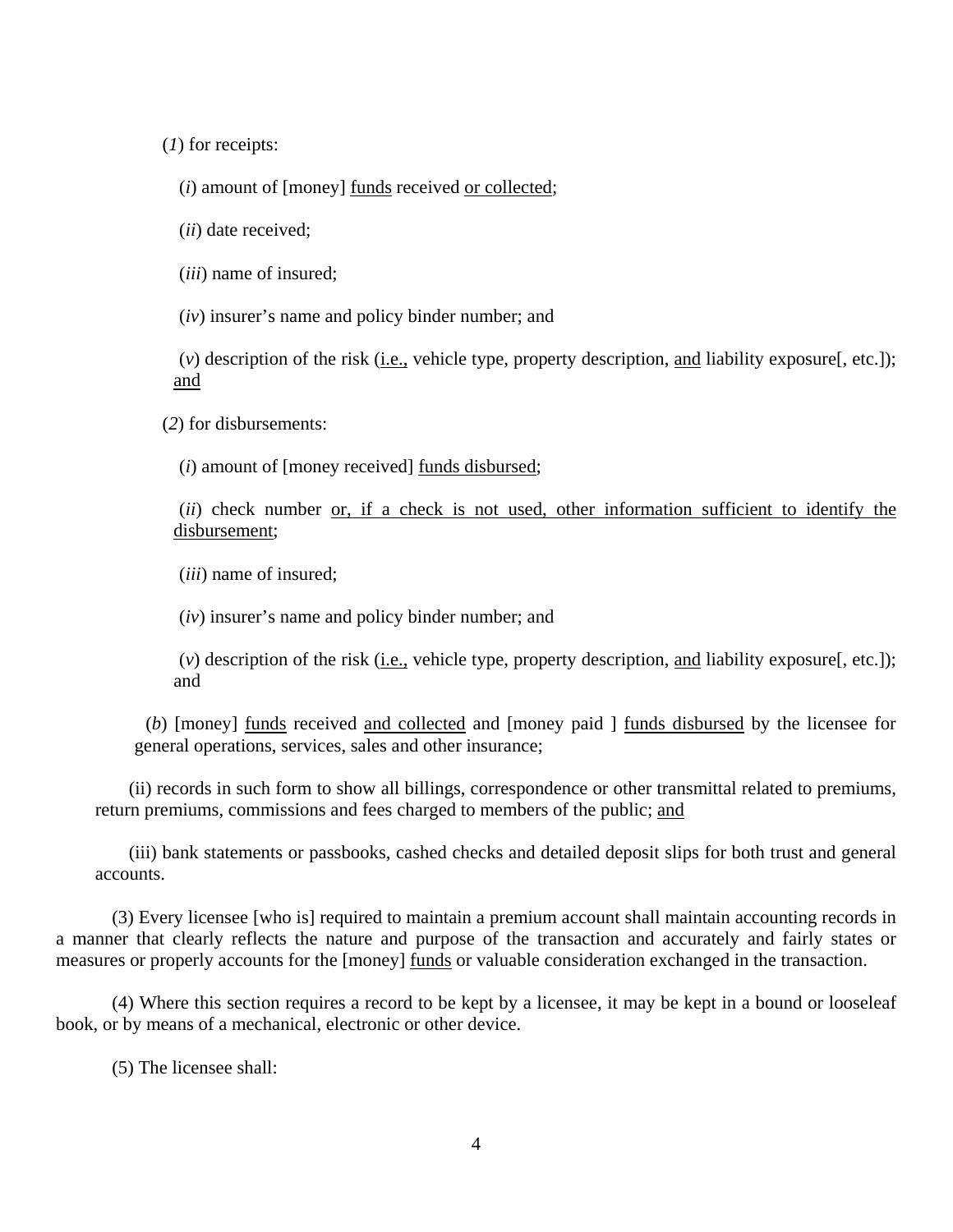(*1*) for receipts:

(*i*) amount of [money] <u>funds</u> received <u>or collected</u>;

(*ii*) date received;

(*iii*) name of insured;

(*iv*) insurer's name and policy binder number; and

(*v*) description of the risk (<u>i.e.,</u> vehicle type, property description, <u>and</u> liability exposure[, etc.]); <u>and</u>

(*2*) for disbursements:

(*i*) amount of [money received] <u>funds disbursed</u>;

(*ii*) check number <u>or, if a check is not used, other information sufficient to identify the disbursement</u>;

(*iii*) name of insured;

(*iv*) insurer's name and policy binder number; and

(*v*) description of the risk (<u>i.e.,</u> vehicle type, property description, <u>and</u> liability exposure[, etc.]); and

(*b*) [money] <u>funds</u> received <u>and collected</u> and [money paid ] <u>funds disbursed</u> by the licensee for general operations, services, sales and other insurance;

(ii) records in such form to show all billings, correspondence or other transmittal related to premiums, return premiums, commissions and fees charged to members of the public; <u>and</u>

(iii) bank statements or passbooks, cashed checks and detailed deposit slips for both trust and general accounts.

(3) Every licensee [who is] required to maintain a premium account shall maintain accounting records in a manner that clearly reflects the nature and purpose of the transaction and accurately and fairly states or measures or properly accounts for the [money] <u>funds</u> or valuable consideration exchanged in the transaction.

(4) Where this section requires a record to be kept by a licensee, it may be kept in a bound or looseleaf book, or by means of a mechanical, electronic or other device.

(5) The licensee shall: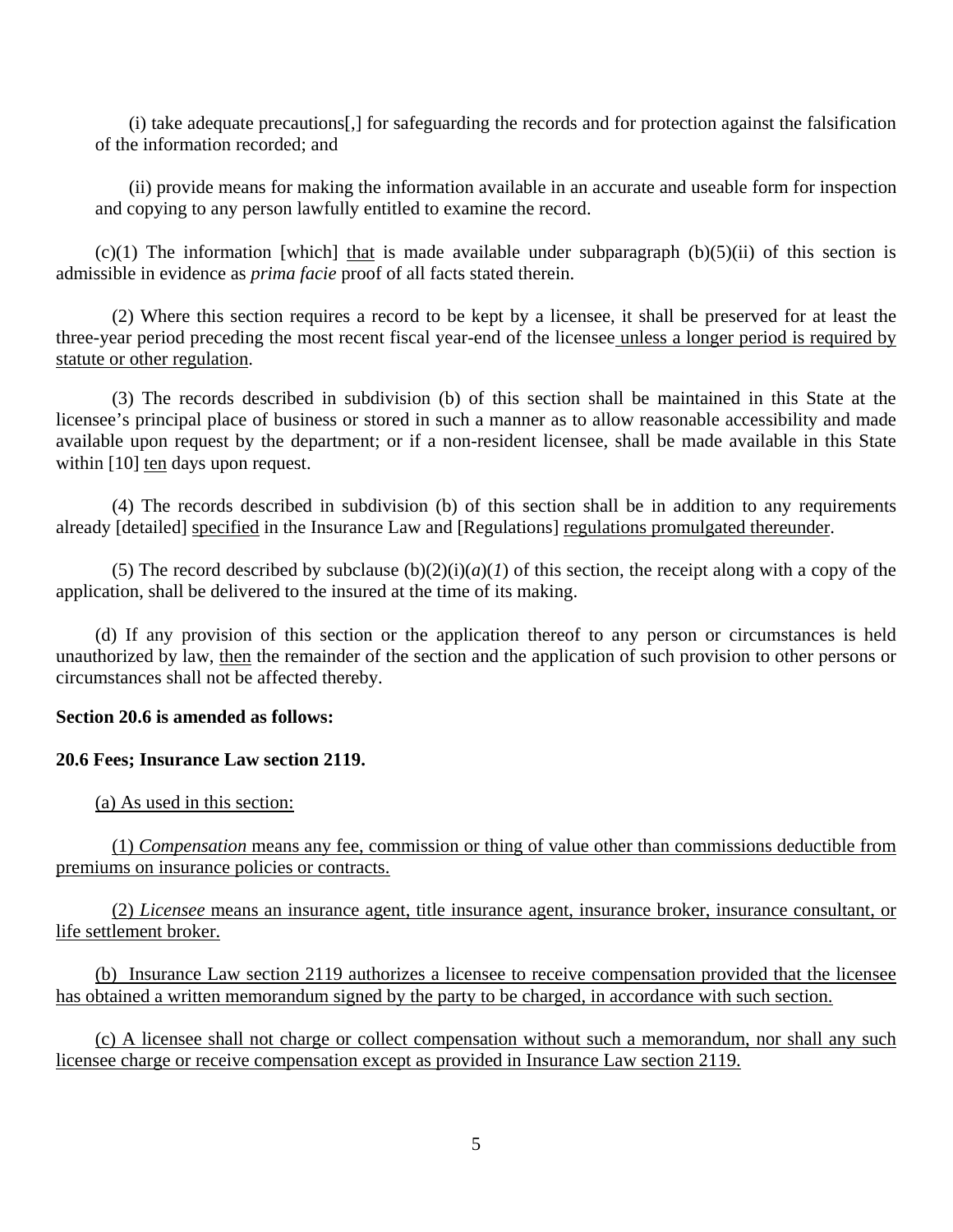(i) take adequate precautions[,] for safeguarding the records and for protection against the falsification of the information recorded; and

(ii) provide means for making the information available in an accurate and useable form for inspection and copying to any person lawfully entitled to examine the record.

(c)(1) The information [which] <u>that</u> is made available under subparagraph (b)(5)(ii) of this section is admissible in evidence as *prima facie* proof of all facts stated therein.

(2) Where this section requires a record to be kept by a licensee, it shall be preserved for at least the three-year period preceding the most recent fiscal year-end of the licensee <u>unless a longer period is required by statute or other regulation</u>.

(3) The records described in subdivision (b) of this section shall be maintained in this State at the licensee's principal place of business or stored in such a manner as to allow reasonable accessibility and made available upon request by the department; or if a non-resident licensee, shall be made available in this State within [10] <u>ten</u> days upon request.

(4) The records described in subdivision (b) of this section shall be in addition to any requirements already [detailed] <u>specified</u> in the Insurance Law and [Regulations] <u>regulations promulgated thereunder</u>.

(5) The record described by subclause (b)(2)(i)(*a*)(*1*) of this section, the receipt along with a copy of the application, shall be delivered to the insured at the time of its making.

(d) If any provision of this section or the application thereof to any person or circumstances is held unauthorized by law, <u>then</u> the remainder of the section and the application of such provision to other persons or circumstances shall not be affected thereby.

**Section 20.6 is amended as follows:**

**20.6 Fees; Insurance Law section 2119.**

<u>(a) As used in this section:</u>

<u>(1) *Compensation* means any fee, commission or thing of value other than commissions deductible from premiums on insurance policies or contracts.</u>

<u>(2) *Licensee* means an insurance agent, title insurance agent, insurance broker, insurance consultant, or life settlement broker.</u>

<u>(b) Insurance Law section 2119 authorizes a licensee to receive compensation provided that the licensee has obtained a written memorandum signed by the party to be charged, in accordance with such section.</u>

<u>(c) A licensee shall not charge or collect compensation without such a memorandum, nor shall any such licensee charge or receive compensation except as provided in Insurance Law section 2119.</u>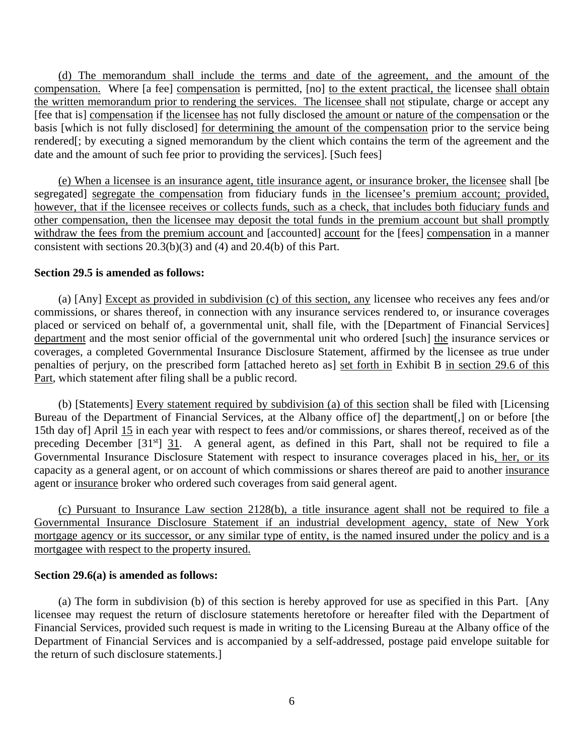(d) The memorandum shall include the terms and date of the agreement, and the amount of the compensation. Where [a fee] compensation is permitted, [no] to the extent practical, the licensee shall obtain the written memorandum prior to rendering the services. The licensee shall not stipulate, charge or accept any [fee that is] compensation if the licensee has not fully disclosed the amount or nature of the compensation or the basis [which is not fully disclosed] for determining the amount of the compensation prior to the service being rendered[; by executing a signed memorandum by the client which contains the term of the agreement and the date and the amount of such fee prior to providing the services]. [Such fees]

(e) When a licensee is an insurance agent, title insurance agent, or insurance broker, the licensee shall [be segregated] segregate the compensation from fiduciary funds in the licensee's premium account; provided, however, that if the licensee receives or collects funds, such as a check, that includes both fiduciary funds and other compensation, then the licensee may deposit the total funds in the premium account but shall promptly withdraw the fees from the premium account and [accounted] account for the [fees] compensation in a manner consistent with sections 20.3(b)(3) and (4) and 20.4(b) of this Part.

**Section 29.5 is amended as follows:**

(a) [Any] Except as provided in subdivision (c) of this section, any licensee who receives any fees and/or commissions, or shares thereof, in connection with any insurance services rendered to, or insurance coverages placed or serviced on behalf of, a governmental unit, shall file, with the [Department of Financial Services] department and the most senior official of the governmental unit who ordered [such] the insurance services or coverages, a completed Governmental Insurance Disclosure Statement, affirmed by the licensee as true under penalties of perjury, on the prescribed form [attached hereto as] set forth in Exhibit B in section 29.6 of this Part, which statement after filing shall be a public record.

(b) [Statements] Every statement required by subdivision (a) of this section shall be filed with [Licensing Bureau of the Department of Financial Services, at the Albany office of] the department[,] on or before [the 15th day of] April 15 in each year with respect to fees and/or commissions, or shares thereof, received as of the preceding December [31st] 31. A general agent, as defined in this Part, shall not be required to file a Governmental Insurance Disclosure Statement with respect to insurance coverages placed in his, her, or its capacity as a general agent, or on account of which commissions or shares thereof are paid to another insurance agent or insurance broker who ordered such coverages from said general agent.

(c) Pursuant to Insurance Law section 2128(b), a title insurance agent shall not be required to file a Governmental Insurance Disclosure Statement if an industrial development agency, state of New York mortgage agency or its successor, or any similar type of entity, is the named insured under the policy and is a mortgagee with respect to the property insured.

**Section 29.6(a) is amended as follows:**

(a) The form in subdivision (b) of this section is hereby approved for use as specified in this Part. [Any licensee may request the return of disclosure statements heretofore or hereafter filed with the Department of Financial Services, provided such request is made in writing to the Licensing Bureau at the Albany office of the Department of Financial Services and is accompanied by a self-addressed, postage paid envelope suitable for the return of such disclosure statements.]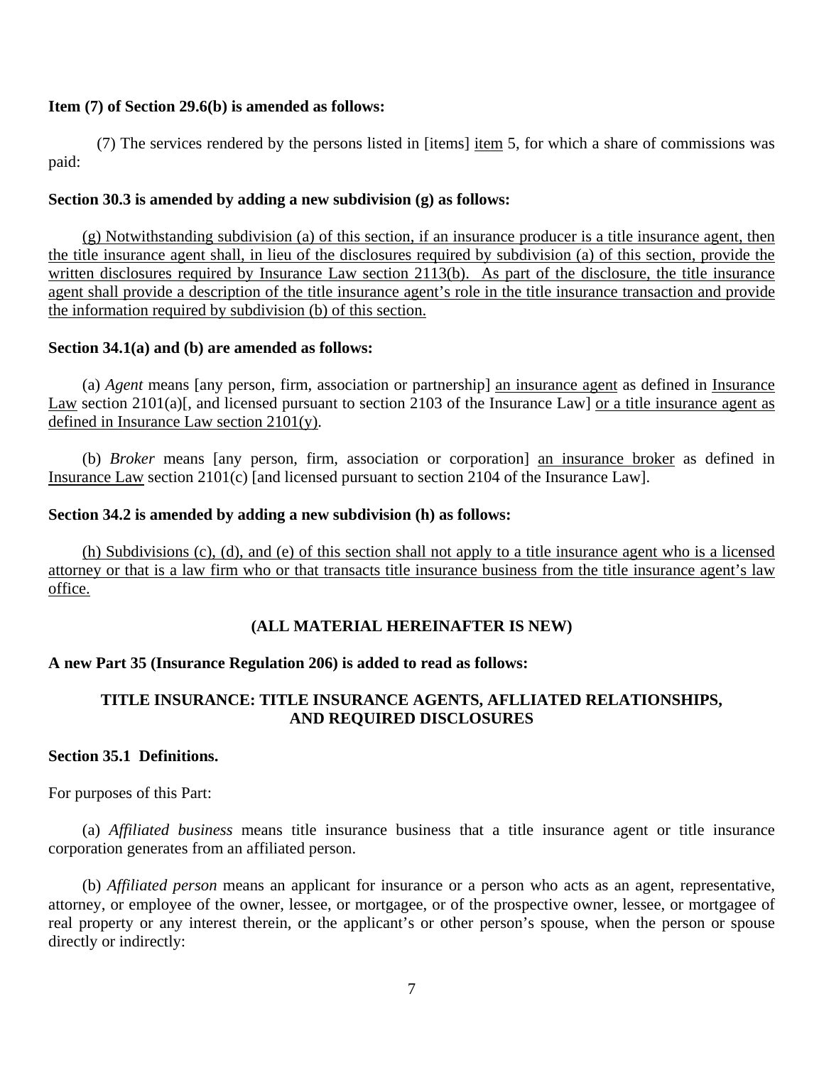**Item (7) of Section 29.6(b) is amended as follows:**

(7) The services rendered by the persons listed in [items] <u>item</u> 5, for which a share of commissions was paid:

**Section 30.3 is amended by adding a new subdivision (g) as follows:**

<u>(g) Notwithstanding subdivision (a) of this section, if an insurance producer is a title insurance agent, then the title insurance agent shall, in lieu of the disclosures required by subdivision (a) of this section, provide the written disclosures required by Insurance Law section 2113(b). As part of the disclosure, the title insurance agent shall provide a description of the title insurance agent's role in the title insurance transaction and provide the information required by subdivision (b) of this section.</u>

**Section 34.1(a) and (b) are amended as follows:**

(a) *Agent* means [any person, firm, association or partnership] <u>an insurance agent</u> as defined in <u>Insurance Law</u> section 2101(a)[, and licensed pursuant to section 2103 of the Insurance Law] <u>or a title insurance agent as defined in Insurance Law section 2101(y)</u>.

(b) *Broker* means [any person, firm, association or corporation] <u>an insurance broker</u> as defined in <u>Insurance Law</u> section 2101(c) [and licensed pursuant to section 2104 of the Insurance Law].

**Section 34.2 is amended by adding a new subdivision (h) as follows:**

<u>(h) Subdivisions (c), (d), and (e) of this section shall not apply to a title insurance agent who is a licensed attorney or that is a law firm who or that transacts title insurance business from the title insurance agent's law office.</u>

**(ALL MATERIAL HEREINAFTER IS NEW)**

**A new Part 35 (Insurance Regulation 206) is added to read as follows:**

**TITLE INSURANCE: TITLE INSURANCE AGENTS, AFLLIATED RELATIONSHIPS, AND REQUIRED DISCLOSURES**

**Section 35.1 Definitions.**

For purposes of this Part:

(a) *Affiliated business* means title insurance business that a title insurance agent or title insurance corporation generates from an affiliated person.

(b) *Affiliated person* means an applicant for insurance or a person who acts as an agent, representative, attorney, or employee of the owner, lessee, or mortgagee, or of the prospective owner, lessee, or mortgagee of real property or any interest therein, or the applicant's or other person's spouse, when the person or spouse directly or indirectly: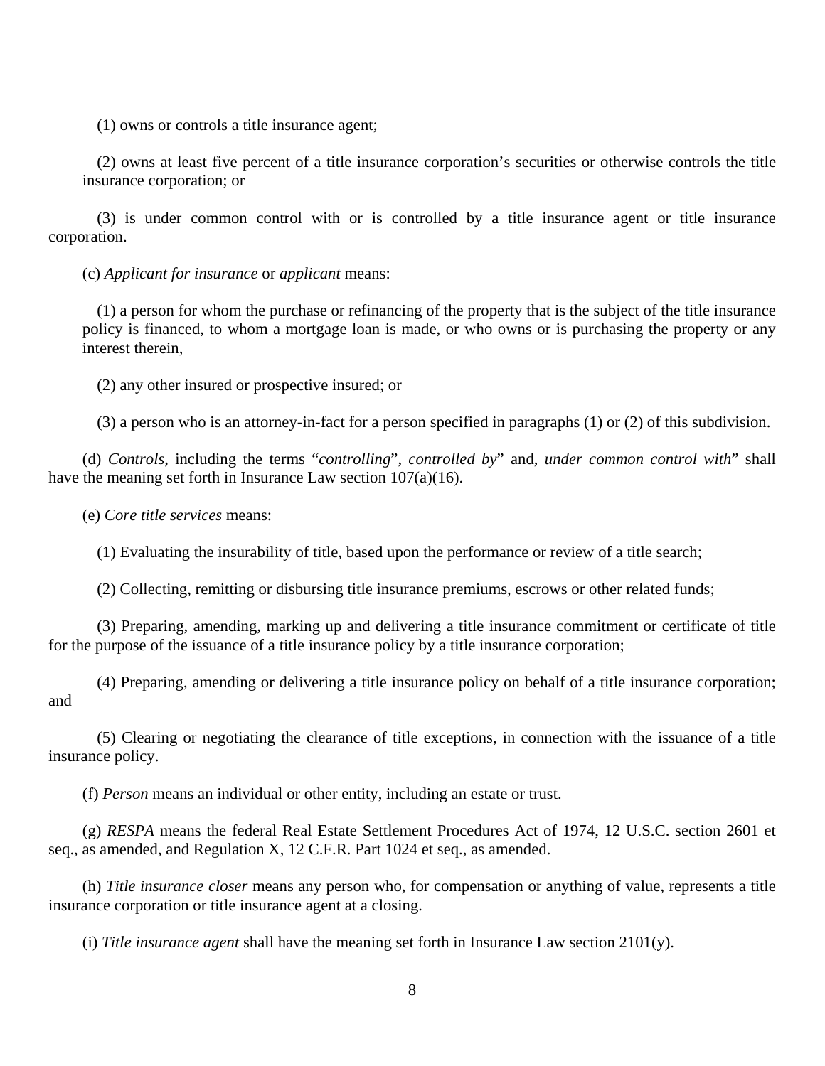(1) owns or controls a title insurance agent;

(2) owns at least five percent of a title insurance corporation's securities or otherwise controls the title insurance corporation; or

(3) is under common control with or is controlled by a title insurance agent or title insurance corporation.

(c) *Applicant for insurance* or *applicant* means:

(1) a person for whom the purchase or refinancing of the property that is the subject of the title insurance policy is financed, to whom a mortgage loan is made, or who owns or is purchasing the property or any interest therein,

(2) any other insured or prospective insured; or

(3) a person who is an attorney-in-fact for a person specified in paragraphs (1) or (2) of this subdivision.

(d) *Controls*, including the terms "*controlling*", *controlled by*" and, *under common control with*" shall have the meaning set forth in Insurance Law section 107(a)(16).

(e) *Core title services* means:

(1) Evaluating the insurability of title, based upon the performance or review of a title search;

(2) Collecting, remitting or disbursing title insurance premiums, escrows or other related funds;

(3) Preparing, amending, marking up and delivering a title insurance commitment or certificate of title for the purpose of the issuance of a title insurance policy by a title insurance corporation;

(4) Preparing, amending or delivering a title insurance policy on behalf of a title insurance corporation; and

(5) Clearing or negotiating the clearance of title exceptions, in connection with the issuance of a title insurance policy.

(f) *Person* means an individual or other entity, including an estate or trust.

(g) *RESPA* means the federal Real Estate Settlement Procedures Act of 1974, 12 U.S.C. section 2601 et seq., as amended, and Regulation X, 12 C.F.R. Part 1024 et seq., as amended.

(h) *Title insurance closer* means any person who, for compensation or anything of value, represents a title insurance corporation or title insurance agent at a closing.

(i) *Title insurance agent* shall have the meaning set forth in Insurance Law section 2101(y).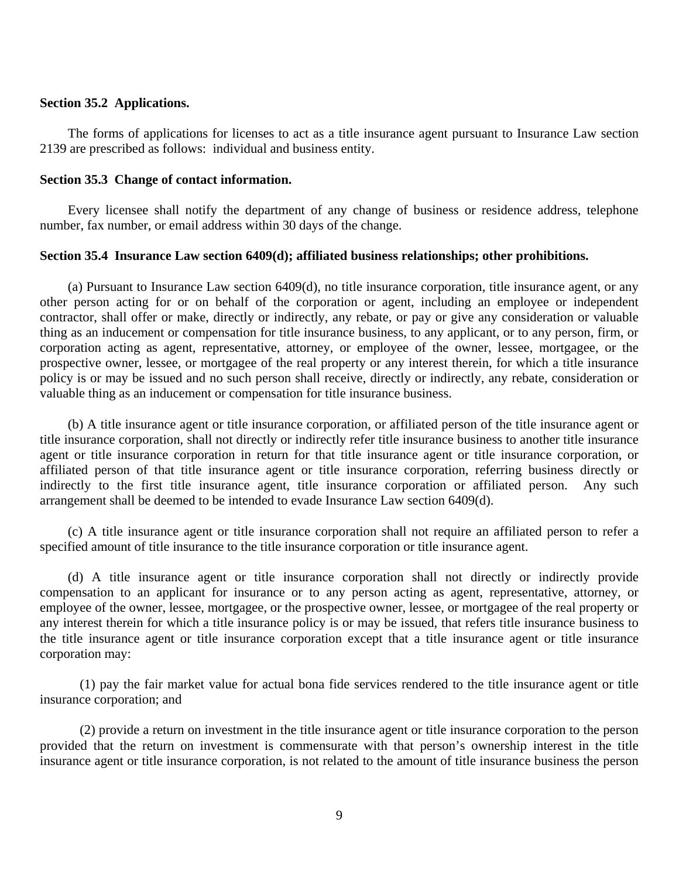**Section 35.2  Applications.**

The forms of applications for licenses to act as a title insurance agent pursuant to Insurance Law section 2139 are prescribed as follows:  individual and business entity.

**Section 35.3  Change of contact information.**

Every licensee shall notify the department of any change of business or residence address, telephone number, fax number, or email address within 30 days of the change.

**Section 35.4  Insurance Law section 6409(d); affiliated business relationships; other prohibitions.**

(a) Pursuant to Insurance Law section 6409(d), no title insurance corporation, title insurance agent, or any other person acting for or on behalf of the corporation or agent, including an employee or independent contractor, shall offer or make, directly or indirectly, any rebate, or pay or give any consideration or valuable thing as an inducement or compensation for title insurance business, to any applicant, or to any person, firm, or corporation acting as agent, representative, attorney, or employee of the owner, lessee, mortgagee, or the prospective owner, lessee, or mortgagee of the real property or any interest therein, for which a title insurance policy is or may be issued and no such person shall receive, directly or indirectly, any rebate, consideration or valuable thing as an inducement or compensation for title insurance business.

(b) A title insurance agent or title insurance corporation, or affiliated person of the title insurance agent or title insurance corporation, shall not directly or indirectly refer title insurance business to another title insurance agent or title insurance corporation in return for that title insurance agent or title insurance corporation, or affiliated person of that title insurance agent or title insurance corporation, referring business directly or indirectly to the first title insurance agent, title insurance corporation or affiliated person.  Any such arrangement shall be deemed to be intended to evade Insurance Law section 6409(d).

(c) A title insurance agent or title insurance corporation shall not require an affiliated person to refer a specified amount of title insurance to the title insurance corporation or title insurance agent.

(d) A title insurance agent or title insurance corporation shall not directly or indirectly provide compensation to an applicant for insurance or to any person acting as agent, representative, attorney, or employee of the owner, lessee, mortgagee, or the prospective owner, lessee, or mortgagee of the real property or any interest therein for which a title insurance policy is or may be issued, that refers title insurance business to the title insurance agent or title insurance corporation except that a title insurance agent or title insurance corporation may:

(1) pay the fair market value for actual bona fide services rendered to the title insurance agent or title insurance corporation; and

(2) provide a return on investment in the title insurance agent or title insurance corporation to the person provided that the return on investment is commensurate with that person's ownership interest in the title insurance agent or title insurance corporation, is not related to the amount of title insurance business the person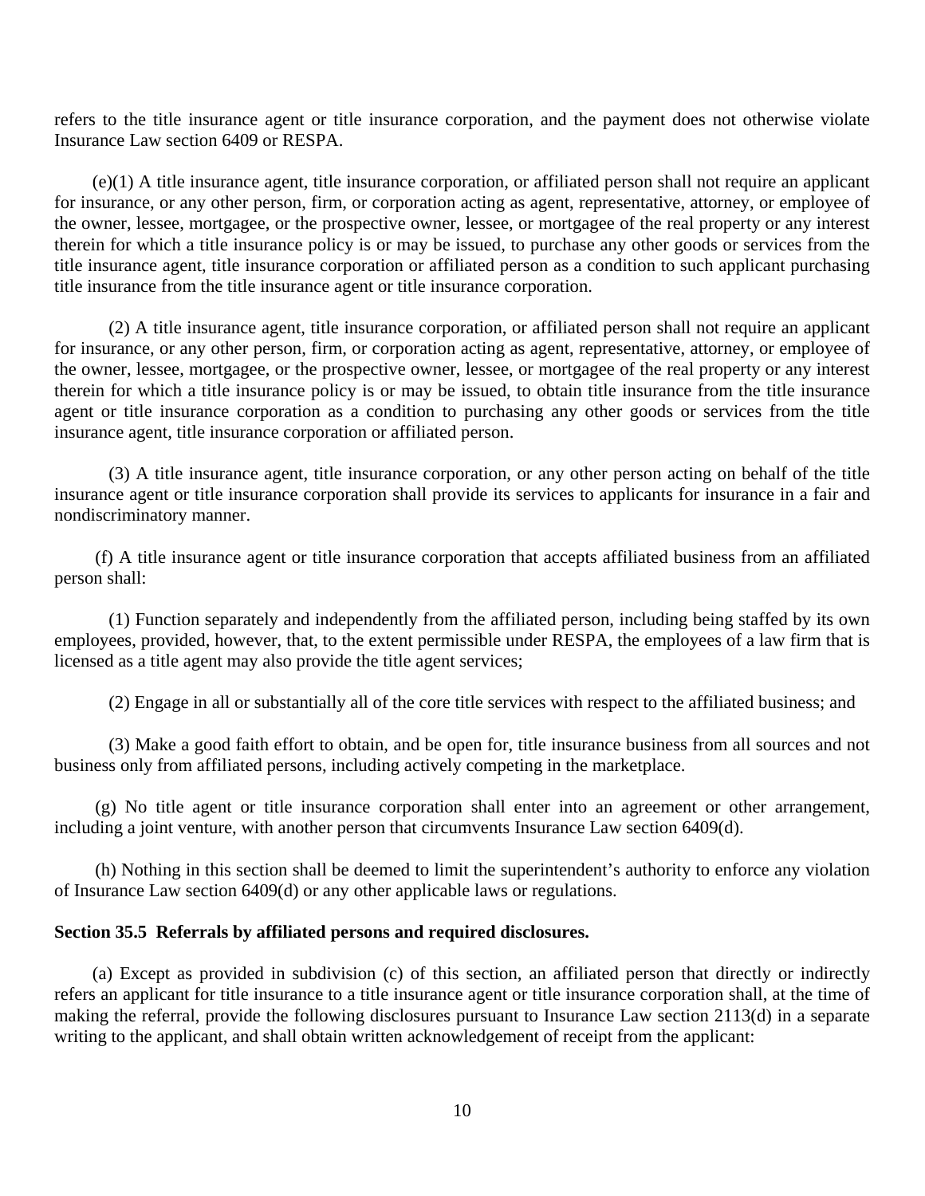refers to the title insurance agent or title insurance corporation, and the payment does not otherwise violate Insurance Law section 6409 or RESPA.

(e)(1) A title insurance agent, title insurance corporation, or affiliated person shall not require an applicant for insurance, or any other person, firm, or corporation acting as agent, representative, attorney, or employee of the owner, lessee, mortgagee, or the prospective owner, lessee, or mortgagee of the real property or any interest therein for which a title insurance policy is or may be issued, to purchase any other goods or services from the title insurance agent, title insurance corporation or affiliated person as a condition to such applicant purchasing title insurance from the title insurance agent or title insurance corporation.

(2) A title insurance agent, title insurance corporation, or affiliated person shall not require an applicant for insurance, or any other person, firm, or corporation acting as agent, representative, attorney, or employee of the owner, lessee, mortgagee, or the prospective owner, lessee, or mortgagee of the real property or any interest therein for which a title insurance policy is or may be issued, to obtain title insurance from the title insurance agent or title insurance corporation as a condition to purchasing any other goods or services from the title insurance agent, title insurance corporation or affiliated person.

(3) A title insurance agent, title insurance corporation, or any other person acting on behalf of the title insurance agent or title insurance corporation shall provide its services to applicants for insurance in a fair and nondiscriminatory manner.

(f) A title insurance agent or title insurance corporation that accepts affiliated business from an affiliated person shall:

(1) Function separately and independently from the affiliated person, including being staffed by its own employees, provided, however, that, to the extent permissible under RESPA, the employees of a law firm that is licensed as a title agent may also provide the title agent services;

(2) Engage in all or substantially all of the core title services with respect to the affiliated business; and

(3) Make a good faith effort to obtain, and be open for, title insurance business from all sources and not business only from affiliated persons, including actively competing in the marketplace.

(g) No title agent or title insurance corporation shall enter into an agreement or other arrangement, including a joint venture, with another person that circumvents Insurance Law section 6409(d).

(h) Nothing in this section shall be deemed to limit the superintendent's authority to enforce any violation of Insurance Law section 6409(d) or any other applicable laws or regulations.

**Section 35.5 Referrals by affiliated persons and required disclosures.**

(a) Except as provided in subdivision (c) of this section, an affiliated person that directly or indirectly refers an applicant for title insurance to a title insurance agent or title insurance corporation shall, at the time of making the referral, provide the following disclosures pursuant to Insurance Law section 2113(d) in a separate writing to the applicant, and shall obtain written acknowledgement of receipt from the applicant: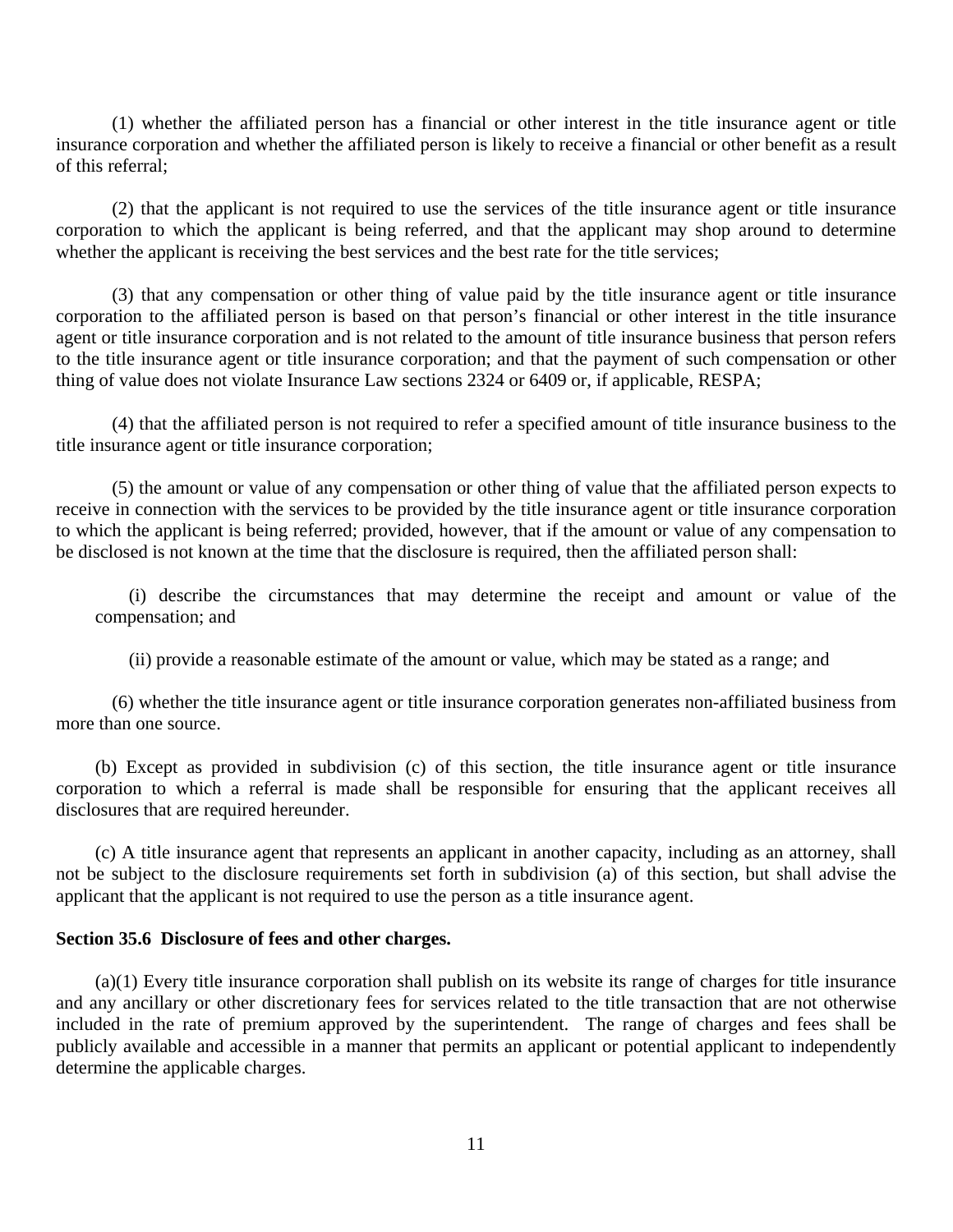(1) whether the affiliated person has a financial or other interest in the title insurance agent or title insurance corporation and whether the affiliated person is likely to receive a financial or other benefit as a result of this referral;

(2) that the applicant is not required to use the services of the title insurance agent or title insurance corporation to which the applicant is being referred, and that the applicant may shop around to determine whether the applicant is receiving the best services and the best rate for the title services;

(3) that any compensation or other thing of value paid by the title insurance agent or title insurance corporation to the affiliated person is based on that person's financial or other interest in the title insurance agent or title insurance corporation and is not related to the amount of title insurance business that person refers to the title insurance agent or title insurance corporation; and that the payment of such compensation or other thing of value does not violate Insurance Law sections 2324 or 6409 or, if applicable, RESPA;

(4) that the affiliated person is not required to refer a specified amount of title insurance business to the title insurance agent or title insurance corporation;

(5) the amount or value of any compensation or other thing of value that the affiliated person expects to receive in connection with the services to be provided by the title insurance agent or title insurance corporation to which the applicant is being referred; provided, however, that if the amount or value of any compensation to be disclosed is not known at the time that the disclosure is required, then the affiliated person shall:

(i) describe the circumstances that may determine the receipt and amount or value of the compensation; and

(ii) provide a reasonable estimate of the amount or value, which may be stated as a range; and

(6) whether the title insurance agent or title insurance corporation generates non-affiliated business from more than one source.

(b) Except as provided in subdivision (c) of this section, the title insurance agent or title insurance corporation to which a referral is made shall be responsible for ensuring that the applicant receives all disclosures that are required hereunder.

(c) A title insurance agent that represents an applicant in another capacity, including as an attorney, shall not be subject to the disclosure requirements set forth in subdivision (a) of this section, but shall advise the applicant that the applicant is not required to use the person as a title insurance agent.

**Section 35.6 Disclosure of fees and other charges.**

(a)(1) Every title insurance corporation shall publish on its website its range of charges for title insurance and any ancillary or other discretionary fees for services related to the title transaction that are not otherwise included in the rate of premium approved by the superintendent. The range of charges and fees shall be publicly available and accessible in a manner that permits an applicant or potential applicant to independently determine the applicable charges.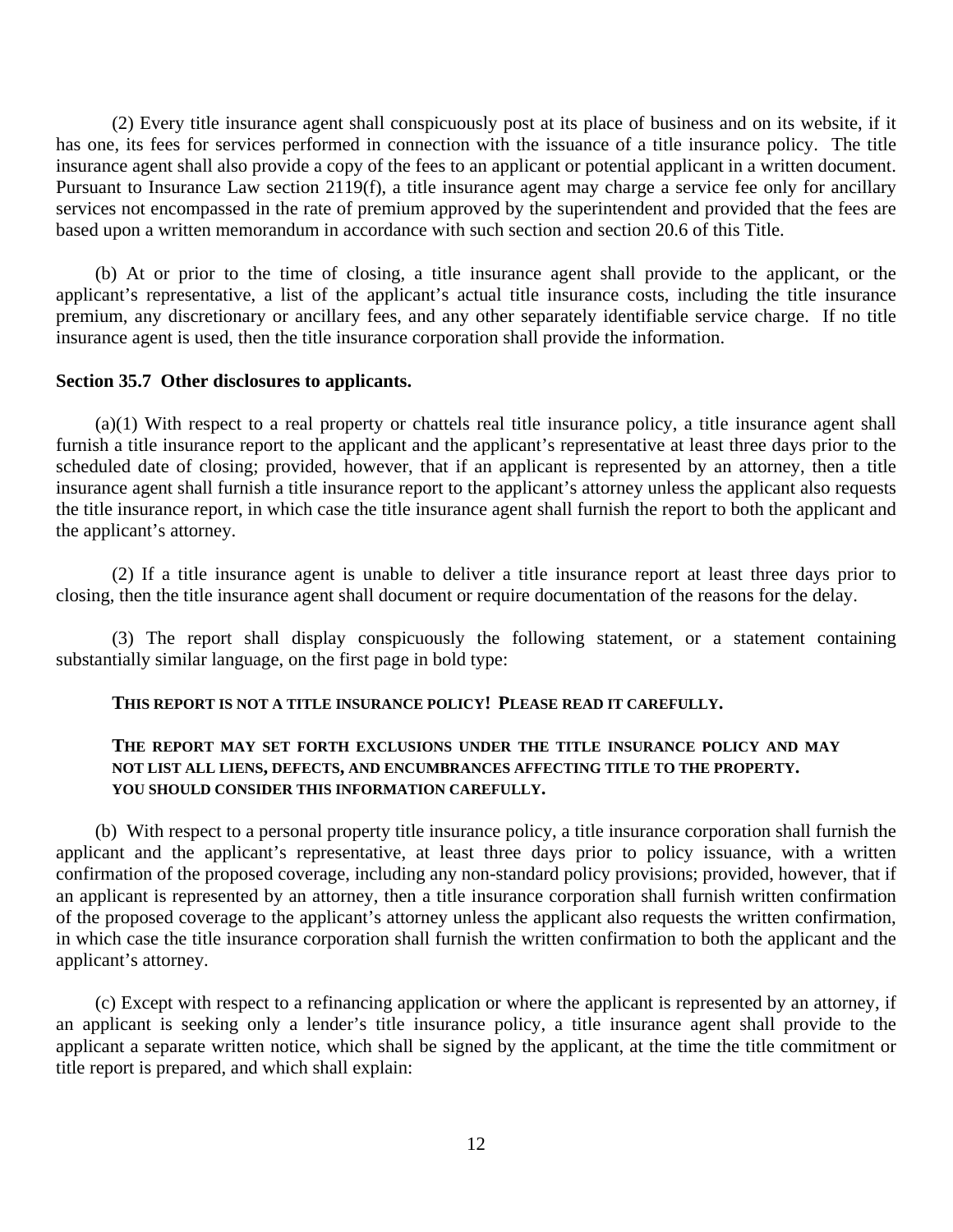(2) Every title insurance agent shall conspicuously post at its place of business and on its website, if it has one, its fees for services performed in connection with the issuance of a title insurance policy. The title insurance agent shall also provide a copy of the fees to an applicant or potential applicant in a written document. Pursuant to Insurance Law section 2119(f), a title insurance agent may charge a service fee only for ancillary services not encompassed in the rate of premium approved by the superintendent and provided that the fees are based upon a written memorandum in accordance with such section and section 20.6 of this Title.

(b) At or prior to the time of closing, a title insurance agent shall provide to the applicant, or the applicant's representative, a list of the applicant's actual title insurance costs, including the title insurance premium, any discretionary or ancillary fees, and any other separately identifiable service charge. If no title insurance agent is used, then the title insurance corporation shall provide the information.

**Section 35.7 Other disclosures to applicants.**

(a)(1) With respect to a real property or chattels real title insurance policy, a title insurance agent shall furnish a title insurance report to the applicant and the applicant's representative at least three days prior to the scheduled date of closing; provided, however, that if an applicant is represented by an attorney, then a title insurance agent shall furnish a title insurance report to the applicant's attorney unless the applicant also requests the title insurance report, in which case the title insurance agent shall furnish the report to both the applicant and the applicant's attorney.

(2) If a title insurance agent is unable to deliver a title insurance report at least three days prior to closing, then the title insurance agent shall document or require documentation of the reasons for the delay.

(3) The report shall display conspicuously the following statement, or a statement containing substantially similar language, on the first page in bold type:

**THIS REPORT IS NOT A TITLE INSURANCE POLICY! PLEASE READ IT CAREFULLY.**

**THE REPORT MAY SET FORTH EXCLUSIONS UNDER THE TITLE INSURANCE POLICY AND MAY NOT LIST ALL LIENS, DEFECTS, AND ENCUMBRANCES AFFECTING TITLE TO THE PROPERTY. YOU SHOULD CONSIDER THIS INFORMATION CAREFULLY.**

(b) With respect to a personal property title insurance policy, a title insurance corporation shall furnish the applicant and the applicant's representative, at least three days prior to policy issuance, with a written confirmation of the proposed coverage, including any non-standard policy provisions; provided, however, that if an applicant is represented by an attorney, then a title insurance corporation shall furnish written confirmation of the proposed coverage to the applicant's attorney unless the applicant also requests the written confirmation, in which case the title insurance corporation shall furnish the written confirmation to both the applicant and the applicant's attorney.

(c) Except with respect to a refinancing application or where the applicant is represented by an attorney, if an applicant is seeking only a lender's title insurance policy, a title insurance agent shall provide to the applicant a separate written notice, which shall be signed by the applicant, at the time the title commitment or title report is prepared, and which shall explain: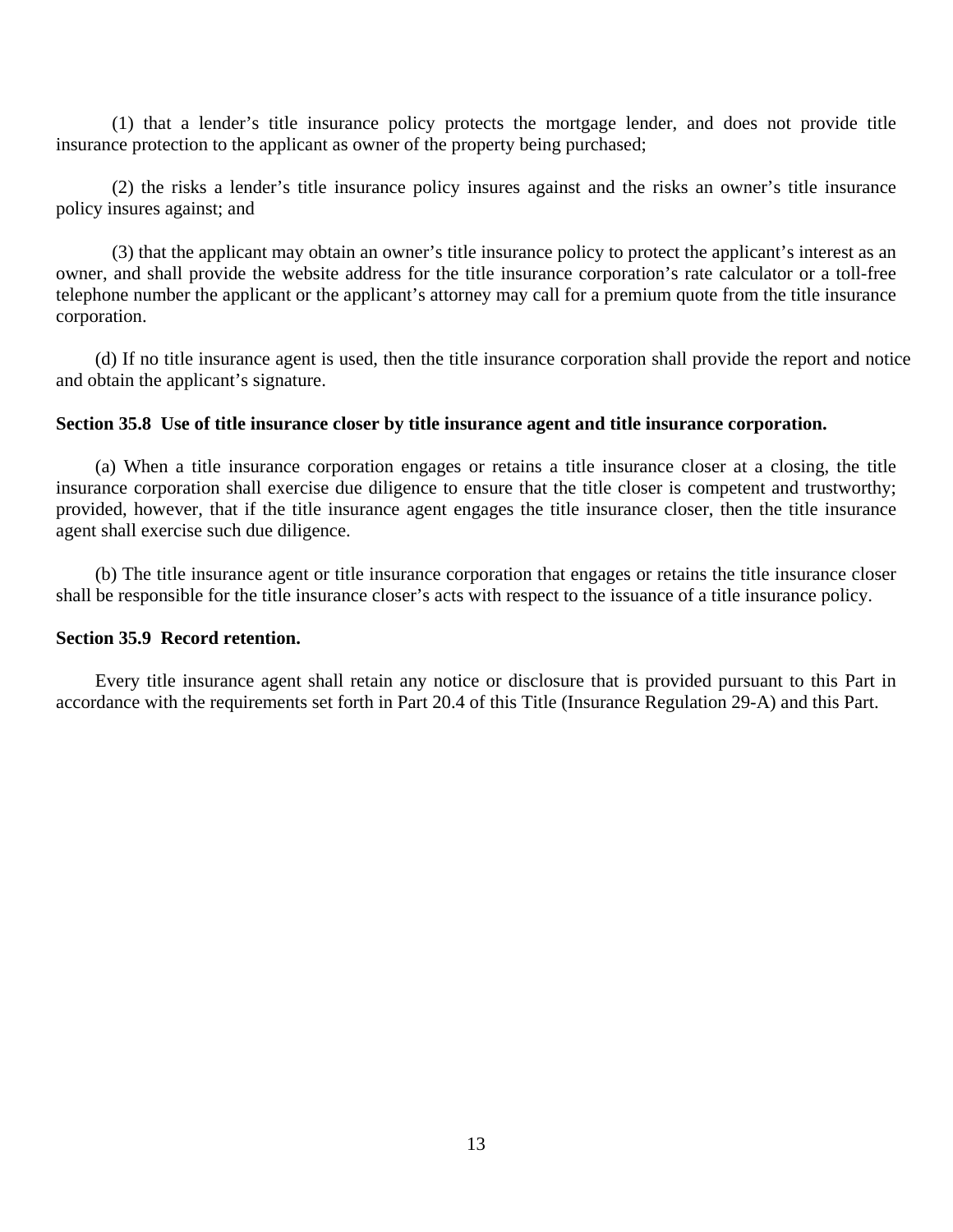(1) that a lender's title insurance policy protects the mortgage lender, and does not provide title insurance protection to the applicant as owner of the property being purchased;

(2) the risks a lender's title insurance policy insures against and the risks an owner's title insurance policy insures against; and

(3) that the applicant may obtain an owner's title insurance policy to protect the applicant's interest as an owner, and shall provide the website address for the title insurance corporation's rate calculator or a toll-free telephone number the applicant or the applicant's attorney may call for a premium quote from the title insurance corporation.

(d) If no title insurance agent is used, then the title insurance corporation shall provide the report and notice and obtain the applicant's signature.

**Section 35.8 Use of title insurance closer by title insurance agent and title insurance corporation.**

(a) When a title insurance corporation engages or retains a title insurance closer at a closing, the title insurance corporation shall exercise due diligence to ensure that the title closer is competent and trustworthy; provided, however, that if the title insurance agent engages the title insurance closer, then the title insurance agent shall exercise such due diligence.

(b) The title insurance agent or title insurance corporation that engages or retains the title insurance closer shall be responsible for the title insurance closer's acts with respect to the issuance of a title insurance policy.

**Section 35.9 Record retention.**

Every title insurance agent shall retain any notice or disclosure that is provided pursuant to this Part in accordance with the requirements set forth in Part 20.4 of this Title (Insurance Regulation 29-A) and this Part.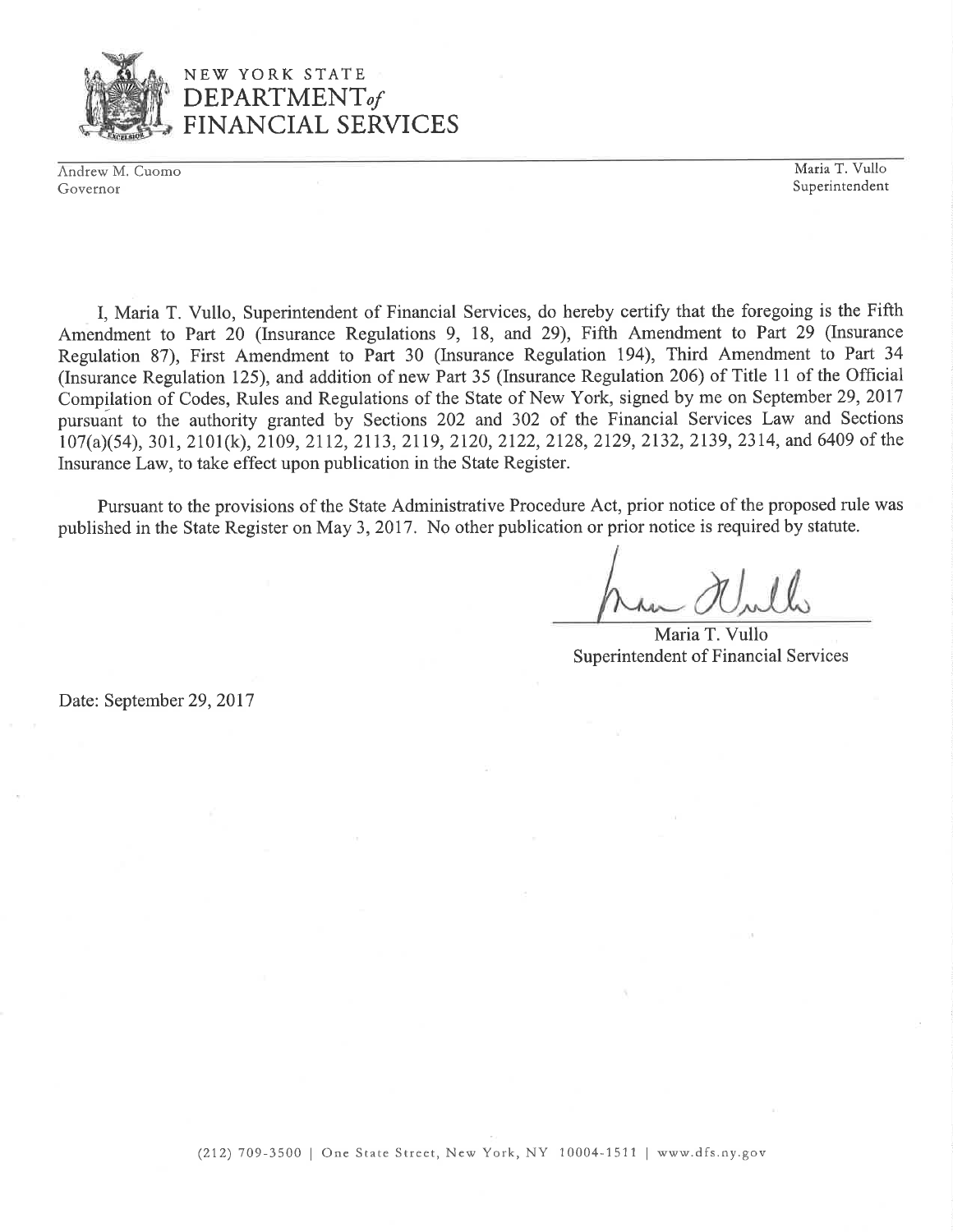NEW YORK STATE
DEPARTMENT *of*
FINANCIAL SERVICES

Andrew M. Cuomo
Governor

Maria T. Vullo
Superintendent

I, Maria T. Vullo, Superintendent of Financial Services, do hereby certify that the foregoing is the Fifth Amendment to Part 20 (Insurance Regulations 9, 18, and 29), Fifth Amendment to Part 29 (Insurance Regulation 87), First Amendment to Part 30 (Insurance Regulation 194), Third Amendment to Part 34 (Insurance Regulation 125), and addition of new Part 35 (Insurance Regulation 206) of Title 11 of the Official Compilation of Codes, Rules and Regulations of the State of New York, signed by me on September 29, 2017 pursuant to the authority granted by Sections 202 and 302 of the Financial Services Law and Sections 107(a)(54), 301, 2101(k), 2109, 2112, 2113, 2119, 2120, 2122, 2128, 2129, 2132, 2139, 2314, and 6409 of the Insurance Law, to take effect upon publication in the State Register.

Pursuant to the provisions of the State Administrative Procedure Act, prior notice of the proposed rule was published in the State Register on May 3, 2017. No other publication or prior notice is required by statute.

Maria T. Vullo
Superintendent of Financial Services

Date: September 29, 2017

(212) 709-3500 | One State Street, New York, NY 10004-1511 | www.dfs.ny.gov